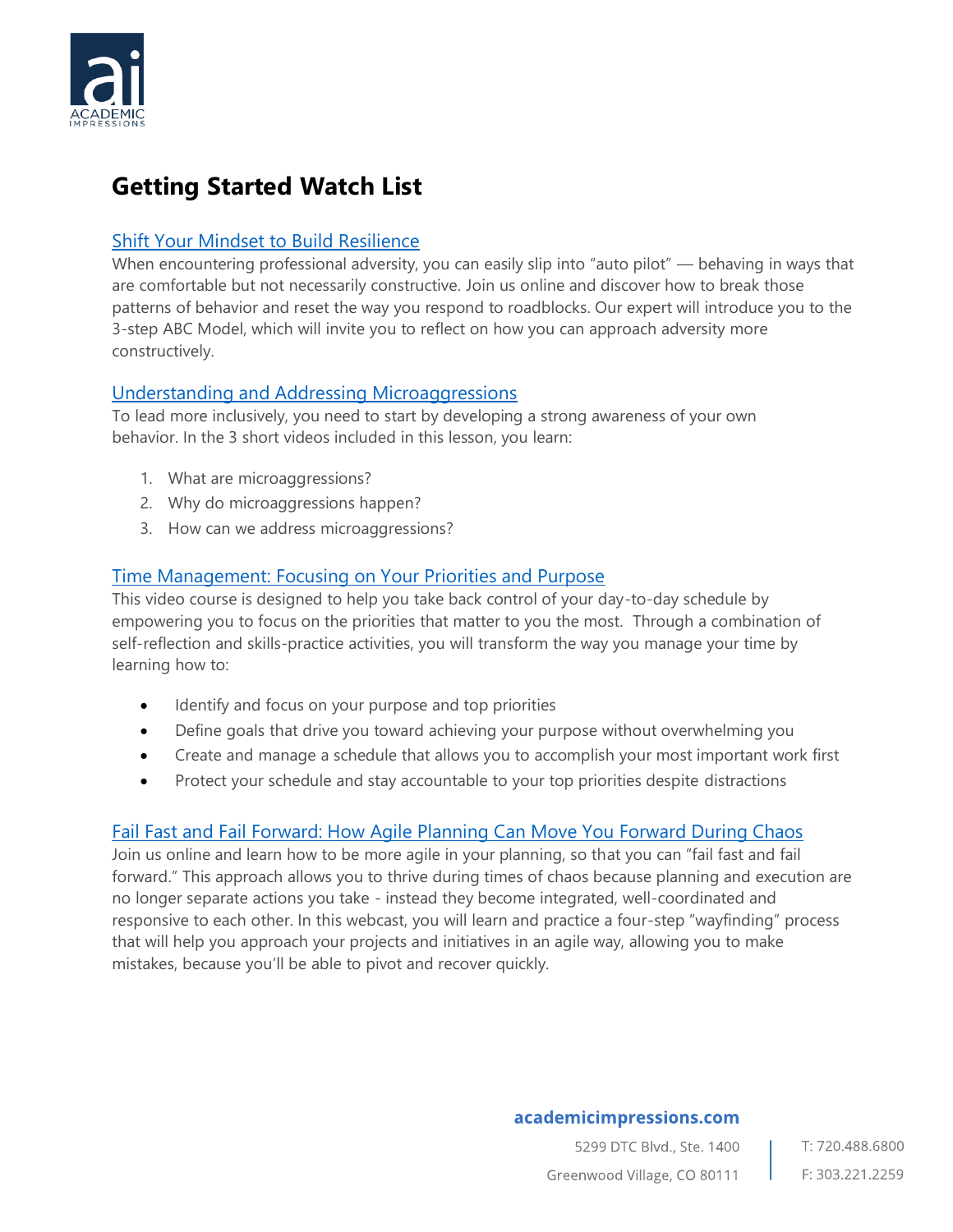# Getting Started Watch List

## Shift Your Mindset to Build Resilience

When encountering professional adversity, you can easily slip into "auto pilot" — behaving in ways that are comfortable but not necessarily constructive. Join us online and discover how to break those patterns of behavior and reset the way you respond to roadblocks. Our expert will introduce you to the 3-step ABC Model, which will invite you to reflect on how you can approach adversity more constructively.

## Understanding and Addressing Microaggressions

To lead more inclusively, you need to start by developing a strong awareness of your own behavior. In the 3 short videos included in this lesson, you learn:

1. What are microaggressions?
2. Why do microaggressions happen?
3. How can we address microaggressions?

## Time Management: Focusing on Your Priorities and Purpose

This video course is designed to help you take back control of your day-to-day schedule by empowering you to focus on the priorities that matter to you the most. Through a combination of self-reflection and skills-practice activities, you will transform the way you manage your time by learning how to:

- Identify and focus on your purpose and top priorities
- Define goals that drive you toward achieving your purpose without overwhelming you
- Create and manage a schedule that allows you to accomplish your most important work first
- Protect your schedule and stay accountable to your top priorities despite distractions

## Fail Fast and Fail Forward: How Agile Planning Can Move You Forward During Chaos

Join us online and learn how to be more agile in your planning, so that you can "fail fast and fail forward." This approach allows you to thrive during times of chaos because planning and execution are no longer separate actions you take - instead they become integrated, well-coordinated and responsive to each other. In this webcast, you will learn and practice a four-step "wayfinding" process that will help you approach your projects and initiatives in an agile way, allowing you to make mistakes, because you'll be able to pivot and recover quickly.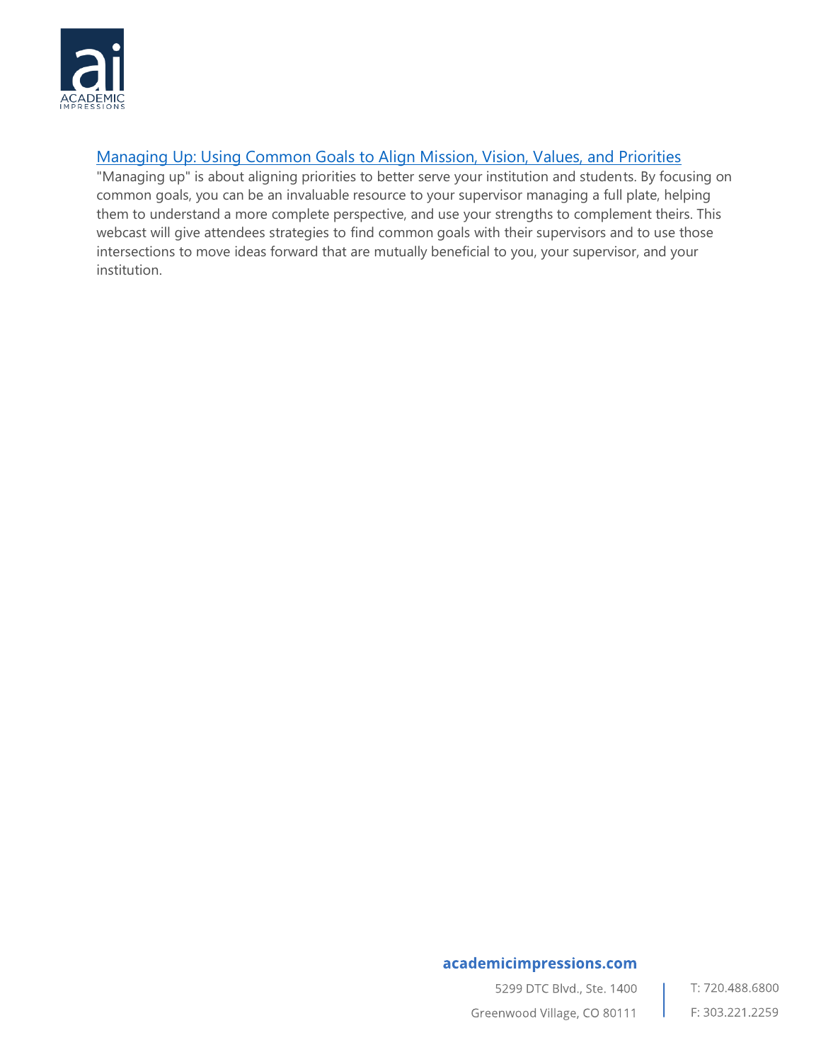[Managing Up: Using Common Goals to Align Mission, Vision, Values, and Priorities]

"Managing up" is about aligning priorities to better serve your institution and students. By focusing on common goals, you can be an invaluable resource to your supervisor managing a full plate, helping them to understand a more complete perspective, and use your strengths to complement theirs. This webcast will give attendees strategies to find common goals with their supervisors and to use those intersections to move ideas forward that are mutually beneficial to you, your supervisor, and your institution.